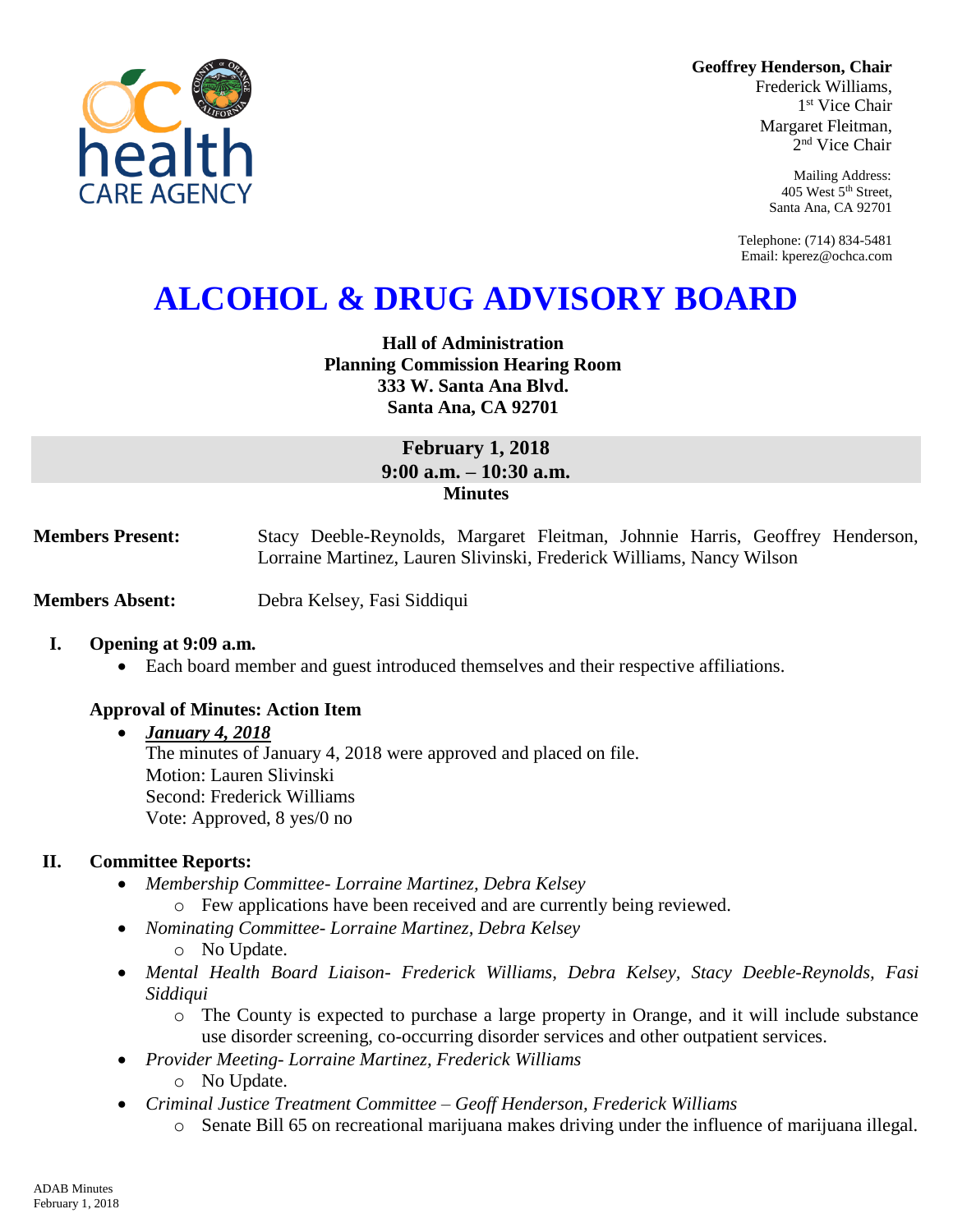**Geoffrey Henderson, Chair**
Frederick Williams,
1st Vice Chair
Margaret Fleitman,
2nd Vice Chair

Mailing Address:
405 West 5th Street,
Santa Ana, CA 92701

Telephone: (714) 834-5481
Email: kperez@ochca.com

# ALCOHOL & DRUG ADVISORY BOARD

**Hall of Administration**
**Planning Commission Hearing Room**
**333 W. Santa Ana Blvd.**
**Santa Ana, CA 92701**

**February 1, 2018**
**9:00 a.m. – 10:30 a.m.**
**Minutes**

**Members Present:** Stacy Deeble-Reynolds, Margaret Fleitman, Johnnie Harris, Geoffrey Henderson, Lorraine Martinez, Lauren Slivinski, Frederick Williams, Nancy Wilson

**Members Absent:** Debra Kelsey, Fasi Siddiqui

## I. Opening at 9:09 a.m.

- Each board member and guest introduced themselves and their respective affiliations.

### Approval of Minutes: Action Item

- ***January 4, 2018***
  The minutes of January 4, 2018 were approved and placed on file.
  Motion: Lauren Slivinski
  Second: Frederick Williams
  Vote: Approved, 8 yes/0 no

## II. Committee Reports:

- *Membership Committee- Lorraine Martinez, Debra Kelsey*
  - Few applications have been received and are currently being reviewed.
- *Nominating Committee- Lorraine Martinez, Debra Kelsey*
  - No Update.
- *Mental Health Board Liaison- Frederick Williams, Debra Kelsey, Stacy Deeble-Reynolds, Fasi Siddiqui*
  - The County is expected to purchase a large property in Orange, and it will include substance use disorder screening, co-occurring disorder services and other outpatient services.
- *Provider Meeting- Lorraine Martinez, Frederick Williams*
  - No Update.
- *Criminal Justice Treatment Committee – Geoff Henderson, Frederick Williams*
  - Senate Bill 65 on recreational marijuana makes driving under the influence of marijuana illegal.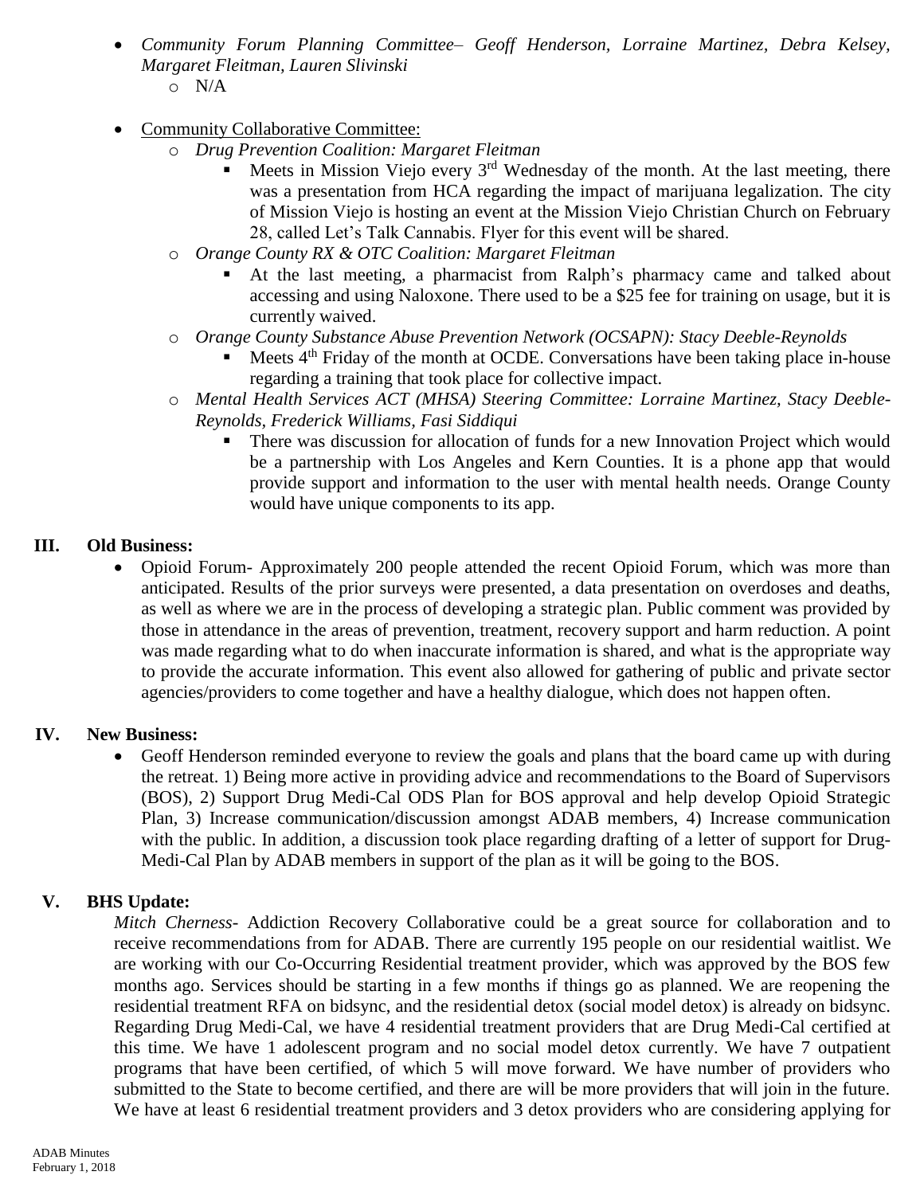- *Community Forum Planning Committee– Geoff Henderson, Lorraine Martinez, Debra Kelsey, Margaret Fleitman, Lauren Slivinski*
  - N/A

- Community Collaborative Committee:
  - *Drug Prevention Coalition: Margaret Fleitman*
    - Meets in Mission Viejo every 3rd Wednesday of the month. At the last meeting, there was a presentation from HCA regarding the impact of marijuana legalization. The city of Mission Viejo is hosting an event at the Mission Viejo Christian Church on February 28, called Let's Talk Cannabis. Flyer for this event will be shared.
  - *Orange County RX & OTC Coalition: Margaret Fleitman*
    - At the last meeting, a pharmacist from Ralph's pharmacy came and talked about accessing and using Naloxone. There used to be a $25 fee for training on usage, but it is currently waived.
  - *Orange County Substance Abuse Prevention Network (OCSAPN): Stacy Deeble-Reynolds*
    - Meets 4th Friday of the month at OCDE. Conversations have been taking place in-house regarding a training that took place for collective impact.
  - *Mental Health Services ACT (MHSA) Steering Committee: Lorraine Martinez, Stacy Deeble-Reynolds, Frederick Williams, Fasi Siddiqui*
    - There was discussion for allocation of funds for a new Innovation Project which would be a partnership with Los Angeles and Kern Counties. It is a phone app that would provide support and information to the user with mental health needs. Orange County would have unique components to its app.

## III. Old Business:

- Opioid Forum- Approximately 200 people attended the recent Opioid Forum, which was more than anticipated. Results of the prior surveys were presented, a data presentation on overdoses and deaths, as well as where we are in the process of developing a strategic plan. Public comment was provided by those in attendance in the areas of prevention, treatment, recovery support and harm reduction. A point was made regarding what to do when inaccurate information is shared, and what is the appropriate way to provide the accurate information. This event also allowed for gathering of public and private sector agencies/providers to come together and have a healthy dialogue, which does not happen often.

## IV. New Business:

- Geoff Henderson reminded everyone to review the goals and plans that the board came up with during the retreat. 1) Being more active in providing advice and recommendations to the Board of Supervisors (BOS), 2) Support Drug Medi-Cal ODS Plan for BOS approval and help develop Opioid Strategic Plan, 3) Increase communication/discussion amongst ADAB members, 4) Increase communication with the public. In addition, a discussion took place regarding drafting of a letter of support for Drug-Medi-Cal Plan by ADAB members in support of the plan as it will be going to the BOS.

## V. BHS Update:

*Mitch Cherness*- Addiction Recovery Collaborative could be a great source for collaboration and to receive recommendations from for ADAB. There are currently 195 people on our residential waitlist. We are working with our Co-Occurring Residential treatment provider, which was approved by the BOS few months ago. Services should be starting in a few months if things go as planned. We are reopening the residential treatment RFA on bidsync, and the residential detox (social model detox) is already on bidsync. Regarding Drug Medi-Cal, we have 4 residential treatment providers that are Drug Medi-Cal certified at this time. We have 1 adolescent program and no social model detox currently. We have 7 outpatient programs that have been certified, of which 5 will move forward. We have number of providers who submitted to the State to become certified, and there are will be more providers that will join in the future. We have at least 6 residential treatment providers and 3 detox providers who are considering applying for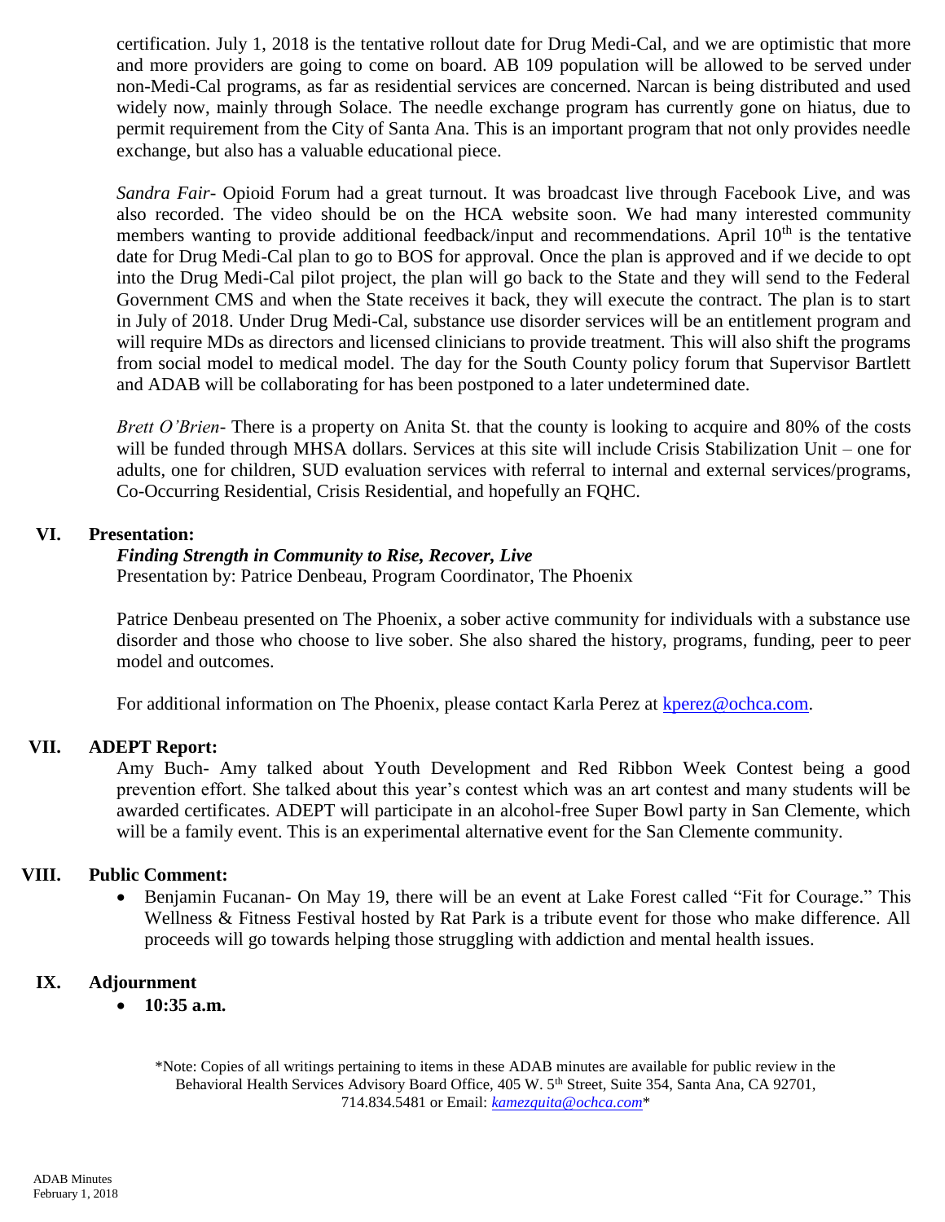certification. July 1, 2018 is the tentative rollout date for Drug Medi-Cal, and we are optimistic that more and more providers are going to come on board. AB 109 population will be allowed to be served under non-Medi-Cal programs, as far as residential services are concerned. Narcan is being distributed and used widely now, mainly through Solace. The needle exchange program has currently gone on hiatus, due to permit requirement from the City of Santa Ana. This is an important program that not only provides needle exchange, but also has a valuable educational piece.

*Sandra Fair*- Opioid Forum had a great turnout. It was broadcast live through Facebook Live, and was also recorded. The video should be on the HCA website soon. We had many interested community members wanting to provide additional feedback/input and recommendations. April 10th is the tentative date for Drug Medi-Cal plan to go to BOS for approval. Once the plan is approved and if we decide to opt into the Drug Medi-Cal pilot project, the plan will go back to the State and they will send to the Federal Government CMS and when the State receives it back, they will execute the contract. The plan is to start in July of 2018. Under Drug Medi-Cal, substance use disorder services will be an entitlement program and will require MDs as directors and licensed clinicians to provide treatment. This will also shift the programs from social model to medical model. The day for the South County policy forum that Supervisor Bartlett and ADAB will be collaborating for has been postponed to a later undetermined date.

*Brett O'Brien*- There is a property on Anita St. that the county is looking to acquire and 80% of the costs will be funded through MHSA dollars. Services at this site will include Crisis Stabilization Unit – one for adults, one for children, SUD evaluation services with referral to internal and external services/programs, Co-Occurring Residential, Crisis Residential, and hopefully an FQHC.

## VI. Presentation:

***Finding Strength in Community to Rise, Recover, Live***

Presentation by: Patrice Denbeau, Program Coordinator, The Phoenix

Patrice Denbeau presented on The Phoenix, a sober active community for individuals with a substance use disorder and those who choose to live sober. She also shared the history, programs, funding, peer to peer model and outcomes.

For additional information on The Phoenix, please contact Karla Perez at kperez@ochca.com.

## VII. ADEPT Report:

Amy Buch- Amy talked about Youth Development and Red Ribbon Week Contest being a good prevention effort. She talked about this year's contest which was an art contest and many students will be awarded certificates. ADEPT will participate in an alcohol-free Super Bowl party in San Clemente, which will be a family event. This is an experimental alternative event for the San Clemente community.

## VIII. Public Comment:

- Benjamin Fucanan- On May 19, there will be an event at Lake Forest called "Fit for Courage." This Wellness & Fitness Festival hosted by Rat Park is a tribute event for those who make difference. All proceeds will go towards helping those struggling with addiction and mental health issues.

## IX. Adjournment

- **10:35 a.m.**

\*Note: Copies of all writings pertaining to items in these ADAB minutes are available for public review in the Behavioral Health Services Advisory Board Office, 405 W. 5th Street, Suite 354, Santa Ana, CA 92701, 714.834.5481 or Email: *kamezquita@ochca.com*\*